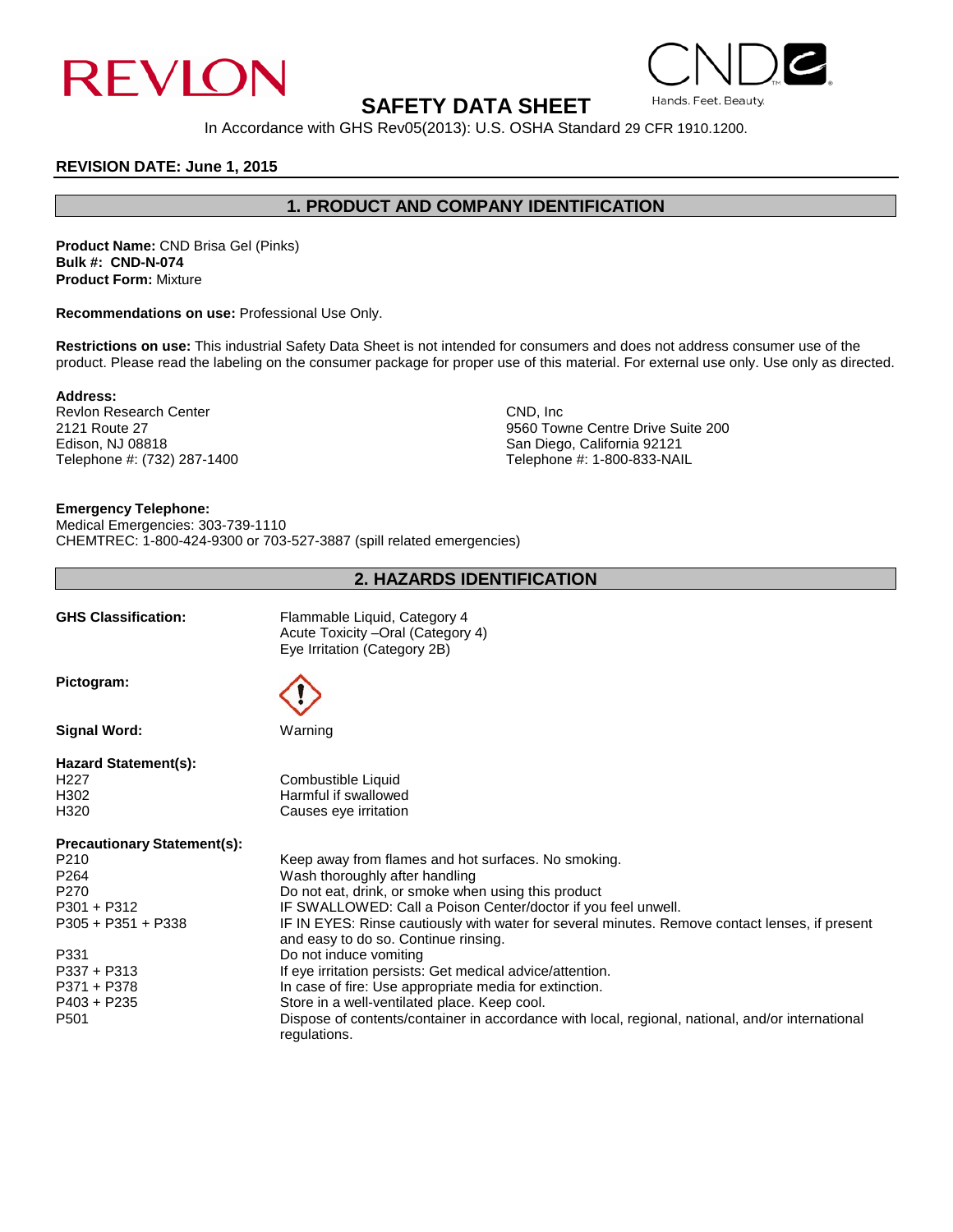REVLON

CND Hands. Feet. Beauty.

# SAFETY DATA SHEET

In Accordance with GHS Rev05(2013): U.S. OSHA Standard 29 CFR 1910.1200.

**REVISION DATE: June 1, 2015**

## 1. PRODUCT AND COMPANY IDENTIFICATION

**Product Name:** CND Brisa Gel (Pinks)
**Bulk #: CND-N-074**
**Product Form:** Mixture

**Recommendations on use:** Professional Use Only.

**Restrictions on use:** This industrial Safety Data Sheet is not intended for consumers and does not address consumer use of the product. Please read the labeling on the consumer package for proper use of this material. For external use only. Use only as directed.

**Address:**

Revlon Research Center
2121 Route 27
Edison, NJ 08818
Telephone #: (732) 287-1400

CND, Inc
9560 Towne Centre Drive Suite 200
San Diego, California 92121
Telephone #: 1-800-833-NAIL

**Emergency Telephone:**
Medical Emergencies: 303-739-1110
CHEMTREC: 1-800-424-9300 or 703-527-3887 (spill related emergencies)

## 2. HAZARDS IDENTIFICATION

**GHS Classification:**
Flammable Liquid, Category 4
Acute Toxicity –Oral (Category 4)
Eye Irritation (Category 2B)

**Pictogram:**

**Signal Word:** Warning

**Hazard Statement(s):**

| | |
|---|---|
| H227 | Combustible Liquid |
| H302 | Harmful if swallowed |
| H320 | Causes eye irritation |

**Precautionary Statement(s):**

| | |
|---|---|
| P210 | Keep away from flames and hot surfaces. No smoking. |
| P264 | Wash thoroughly after handling |
| P270 | Do not eat, drink, or smoke when using this product |
| P301 + P312 | IF SWALLOWED: Call a Poison Center/doctor if you feel unwell. |
| P305 + P351 + P338 | IF IN EYES: Rinse cautiously with water for several minutes. Remove contact lenses, if present and easy to do so. Continue rinsing. |
| P331 | Do not induce vomiting |
| P337 + P313 | If eye irritation persists: Get medical advice/attention. |
| P371 + P378 | In case of fire: Use appropriate media for extinction. |
| P403 + P235 | Store in a well-ventilated place. Keep cool. |
| P501 | Dispose of contents/container in accordance with local, regional, national, and/or international regulations. |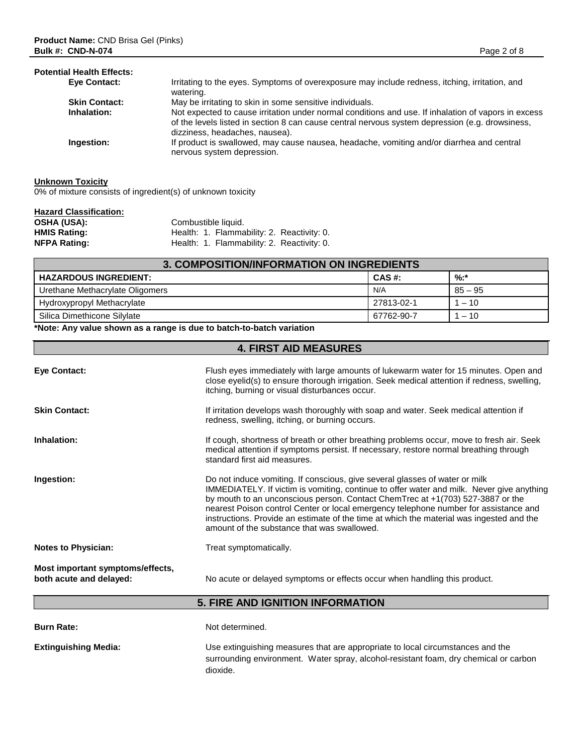**Potential Health Effects:**

**Eye Contact:** Irritating to the eyes. Symptoms of overexposure may include redness, itching, irritation, and watering.

**Skin Contact:** May be irritating to skin in some sensitive individuals.

**Inhalation:** Not expected to cause irritation under normal conditions and use. If inhalation of vapors in excess of the levels listed in section 8 can cause central nervous system depression (e.g. drowsiness, dizziness, headaches, nausea).

**Ingestion:** If product is swallowed, may cause nausea, headache, vomiting and/or diarrhea and central nervous system depression.

**Unknown Toxicity**

0% of mixture consists of ingredient(s) of unknown toxicity

**Hazard Classification:**

**OSHA (USA):** Combustible liquid.

**HMIS Rating:** Health: 1. Flammability: 2. Reactivity: 0.

**NFPA Rating:** Health: 1. Flammability: 2. Reactivity: 0.

## 3. COMPOSITION/INFORMATION ON INGREDIENTS

| HAZARDOUS INGREDIENT: | CAS #: | %:* |
|---|---|---|
| Urethane Methacrylate Oligomers | N/A | 85 – 95 |
| Hydroxypropyl Methacrylate | 27813-02-1 | 1 – 10 |
| Silica Dimethicone Silylate | 67762-90-7 | 1 – 10 |

**\*Note: Any value shown as a range is due to batch-to-batch variation**

## 4. FIRST AID MEASURES

**Eye Contact:** Flush eyes immediately with large amounts of lukewarm water for 15 minutes. Open and close eyelid(s) to ensure thorough irrigation. Seek medical attention if redness, swelling, itching, burning or visual disturbances occur.

**Skin Contact:** If irritation develops wash thoroughly with soap and water. Seek medical attention if redness, swelling, itching, or burning occurs.

**Inhalation:** If cough, shortness of breath or other breathing problems occur, move to fresh air. Seek medical attention if symptoms persist. If necessary, restore normal breathing through standard first aid measures.

**Ingestion:** Do not induce vomiting. If conscious, give several glasses of water or milk IMMEDIATELY. If victim is vomiting, continue to offer water and milk. Never give anything by mouth to an unconscious person. Contact ChemTrec at +1(703) 527-3887 or the nearest Poison control Center or local emergency telephone number for assistance and instructions. Provide an estimate of the time at which the material was ingested and the amount of the substance that was swallowed.

**Notes to Physician:** Treat symptomatically.

**Most important symptoms/effects, both acute and delayed:** No acute or delayed symptoms or effects occur when handling this product.

## 5. FIRE AND IGNITION INFORMATION

**Burn Rate:** Not determined.

**Extinguishing Media:** Use extinguishing measures that are appropriate to local circumstances and the surrounding environment. Water spray, alcohol-resistant foam, dry chemical or carbon dioxide.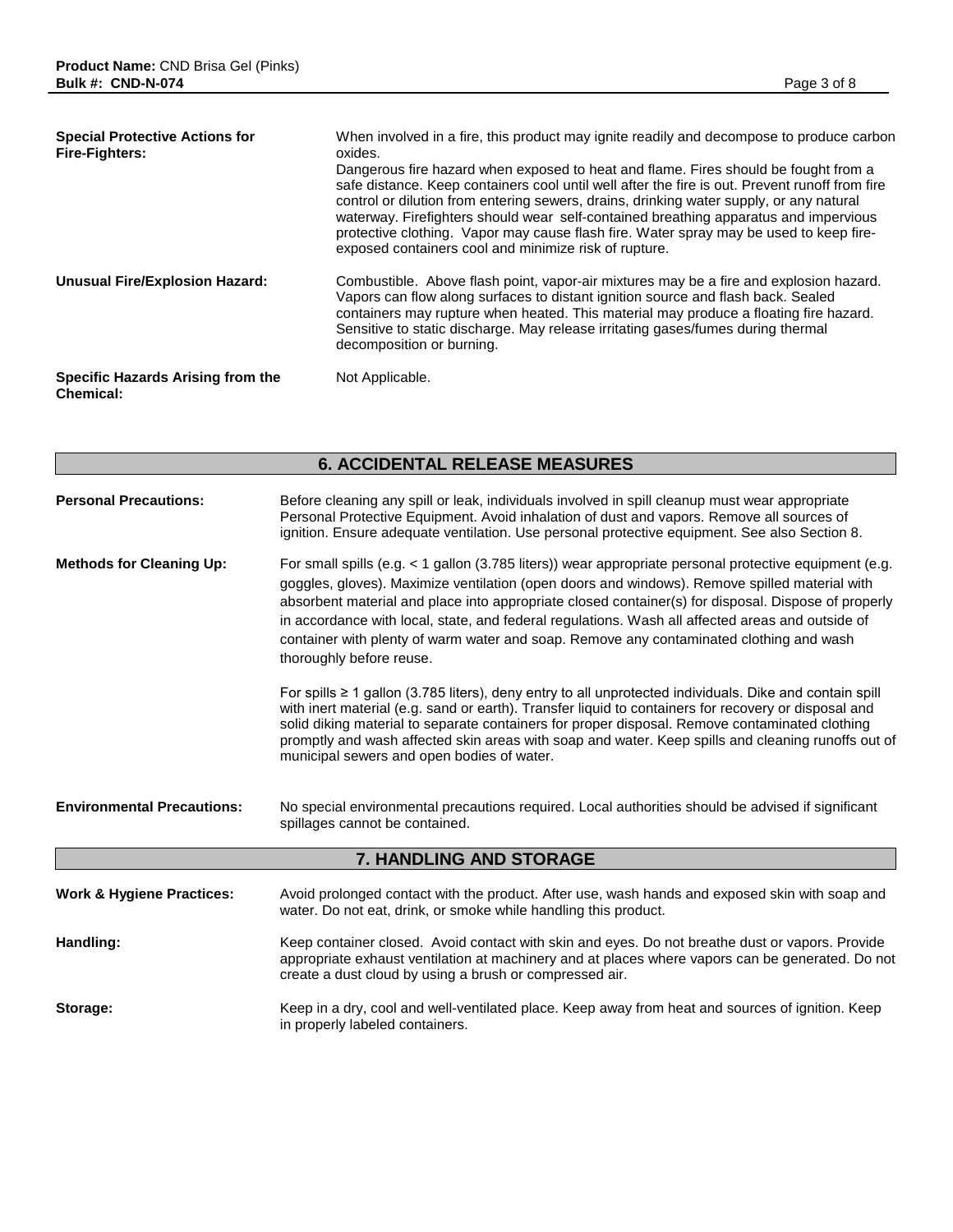**Special Protective Actions for Fire-Fighters:** When involved in a fire, this product may ignite readily and decompose to produce carbon oxides.
Dangerous fire hazard when exposed to heat and flame. Fires should be fought from a safe distance. Keep containers cool until well after the fire is out. Prevent runoff from fire control or dilution from entering sewers, drains, drinking water supply, or any natural waterway. Firefighters should wear self-contained breathing apparatus and impervious protective clothing. Vapor may cause flash fire. Water spray may be used to keep fire-exposed containers cool and minimize risk of rupture.

**Unusual Fire/Explosion Hazard:** Combustible. Above flash point, vapor-air mixtures may be a fire and explosion hazard. Vapors can flow along surfaces to distant ignition source and flash back. Sealed containers may rupture when heated. This material may produce a floating fire hazard. Sensitive to static discharge. May release irritating gases/fumes during thermal decomposition or burning.

**Specific Hazards Arising from the Chemical:** Not Applicable.

## 6. ACCIDENTAL RELEASE MEASURES

**Personal Precautions:** Before cleaning any spill or leak, individuals involved in spill cleanup must wear appropriate Personal Protective Equipment. Avoid inhalation of dust and vapors. Remove all sources of ignition. Ensure adequate ventilation. Use personal protective equipment. See also Section 8.

**Methods for Cleaning Up:** For small spills (e.g. < 1 gallon (3.785 liters)) wear appropriate personal protective equipment (e.g. goggles, gloves). Maximize ventilation (open doors and windows). Remove spilled material with absorbent material and place into appropriate closed container(s) for disposal. Dispose of properly in accordance with local, state, and federal regulations. Wash all affected areas and outside of container with plenty of warm water and soap. Remove any contaminated clothing and wash thoroughly before reuse.

For spills ≥ 1 gallon (3.785 liters), deny entry to all unprotected individuals. Dike and contain spill with inert material (e.g. sand or earth). Transfer liquid to containers for recovery or disposal and solid diking material to separate containers for proper disposal. Remove contaminated clothing promptly and wash affected skin areas with soap and water. Keep spills and cleaning runoffs out of municipal sewers and open bodies of water.

**Environmental Precautions:** No special environmental precautions required. Local authorities should be advised if significant spillages cannot be contained.

## 7. HANDLING AND STORAGE

**Work & Hygiene Practices:** Avoid prolonged contact with the product. After use, wash hands and exposed skin with soap and water. Do not eat, drink, or smoke while handling this product.

**Handling:** Keep container closed. Avoid contact with skin and eyes. Do not breathe dust or vapors. Provide appropriate exhaust ventilation at machinery and at places where vapors can be generated. Do not create a dust cloud by using a brush or compressed air.

**Storage:** Keep in a dry, cool and well-ventilated place. Keep away from heat and sources of ignition. Keep in properly labeled containers.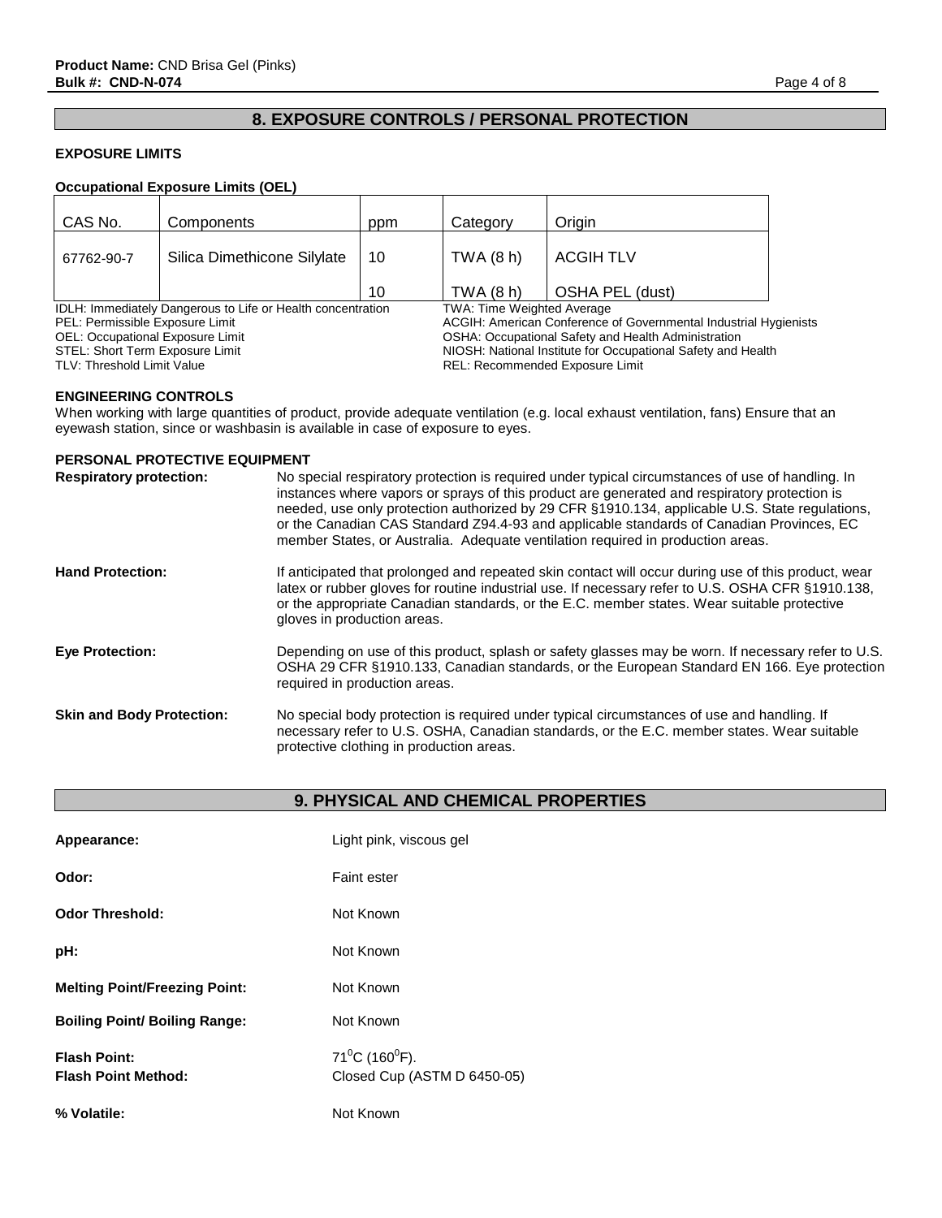**Product Name:** CND Brisa Gel (Pinks)
**Bulk #: CND-N-074**

## 8. EXPOSURE CONTROLS / PERSONAL PROTECTION

### EXPOSURE LIMITS

**Occupational Exposure Limits (OEL)**

| CAS No. | Components | ppm | Category | Origin |
|---|---|---|---|---|
| 67762-90-7 | Silica Dimethicone Silylate | 10 | TWA (8 h) | ACGIH TLV |
| | | 10 | TWA (8 h) | OSHA PEL (dust) |

IDLH: Immediately Dangerous to Life or Health concentration
PEL: Permissible Exposure Limit
OEL: Occupational Exposure Limit
STEL: Short Term Exposure Limit
TLV: Threshold Limit Value
TWA: Time Weighted Average
ACGIH: American Conference of Governmental Industrial Hygienists
OSHA: Occupational Safety and Health Administration
NIOSH: National Institute for Occupational Safety and Health
REL: Recommended Exposure Limit

### ENGINEERING CONTROLS

When working with large quantities of product, provide adequate ventilation (e.g. local exhaust ventilation, fans) Ensure that an eyewash station, since or washbasin is available in case of exposure to eyes.

### PERSONAL PROTECTIVE EQUIPMENT

**Respiratory protection:** No special respiratory protection is required under typical circumstances of use of handling. In instances where vapors or sprays of this product are generated and respiratory protection is needed, use only protection authorized by 29 CFR §1910.134, applicable U.S. State regulations, or the Canadian CAS Standard Z94.4-93 and applicable standards of Canadian Provinces, EC member States, or Australia. Adequate ventilation required in production areas.

**Hand Protection:** If anticipated that prolonged and repeated skin contact will occur during use of this product, wear latex or rubber gloves for routine industrial use. If necessary refer to U.S. OSHA CFR §1910.138, or the appropriate Canadian standards, or the E.C. member states. Wear suitable protective gloves in production areas.

**Eye Protection:** Depending on use of this product, splash or safety glasses may be worn. If necessary refer to U.S. OSHA 29 CFR §1910.133, Canadian standards, or the European Standard EN 166. Eye protection required in production areas.

**Skin and Body Protection:** No special body protection is required under typical circumstances of use and handling. If necessary refer to U.S. OSHA, Canadian standards, or the E.C. member states. Wear suitable protective clothing in production areas.

## 9. PHYSICAL AND CHEMICAL PROPERTIES

**Appearance:** Light pink, viscous gel

**Odor:** Faint ester

**Odor Threshold:** Not Known

**pH:** Not Known

**Melting Point/Freezing Point:** Not Known

**Boiling Point/ Boiling Range:** Not Known

**Flash Point:** $71^0$C ($160^0$F).
**Flash Point Method:** Closed Cup (ASTM D 6450-05)

**% Volatile:** Not Known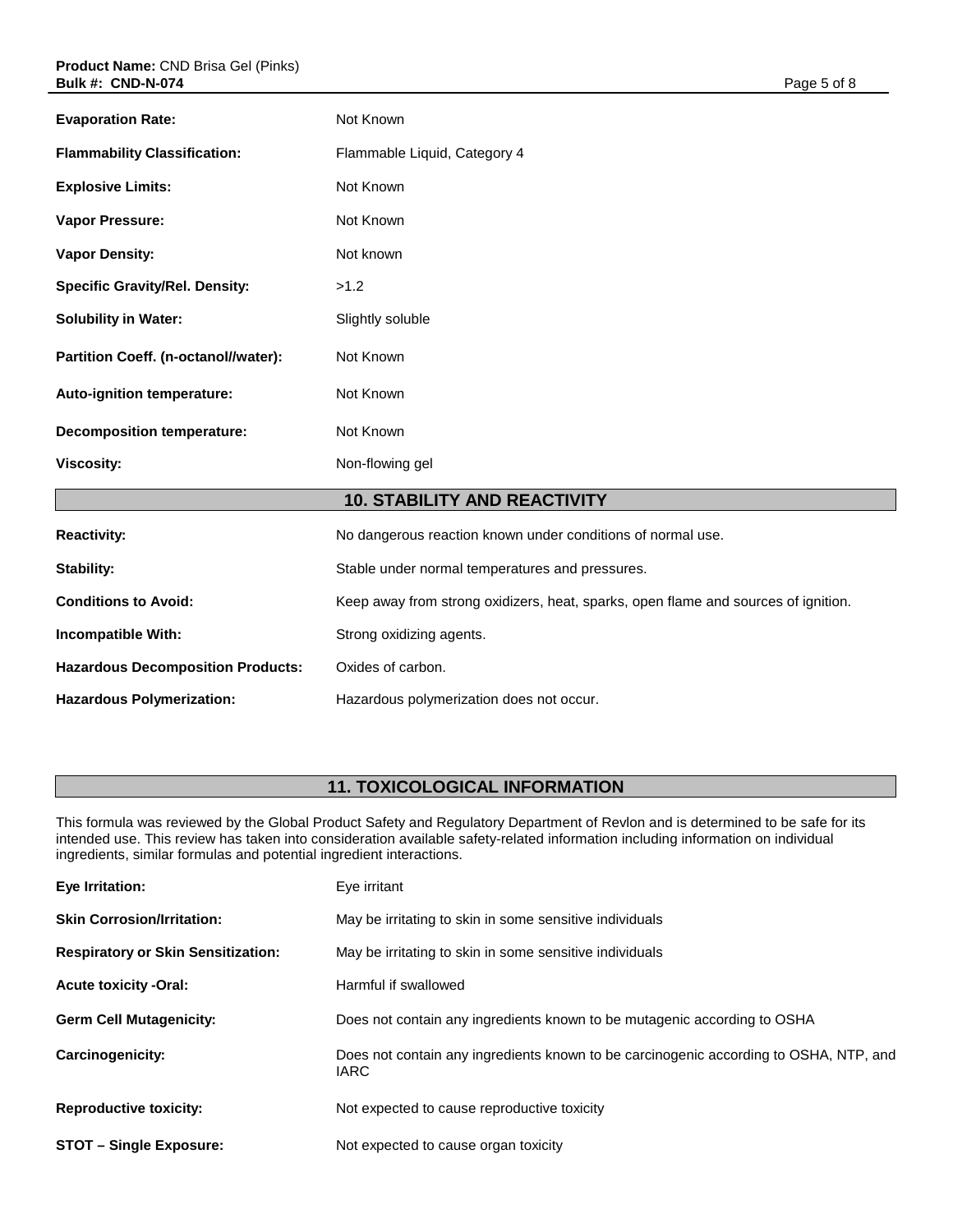| | |
|---|---|
| **Evaporation Rate:** | Not Known |
| **Flammability Classification:** | Flammable Liquid, Category 4 |
| **Explosive Limits:** | Not Known |
| **Vapor Pressure:** | Not Known |
| **Vapor Density:** | Not known |
| **Specific Gravity/Rel. Density:** | >1.2 |
| **Solubility in Water:** | Slightly soluble |
| **Partition Coeff. (n-octanol//water):** | Not Known |
| **Auto-ignition temperature:** | Not Known |
| **Decomposition temperature:** | Not Known |
| **Viscosity:** | Non-flowing gel |

## 10. STABILITY AND REACTIVITY

| | |
|---|---|
| **Reactivity:** | No dangerous reaction known under conditions of normal use. |
| **Stability:** | Stable under normal temperatures and pressures. |
| **Conditions to Avoid:** | Keep away from strong oxidizers, heat, sparks, open flame and sources of ignition. |
| **Incompatible With:** | Strong oxidizing agents. |
| **Hazardous Decomposition Products:** | Oxides of carbon. |
| **Hazardous Polymerization:** | Hazardous polymerization does not occur. |

## 11. TOXICOLOGICAL INFORMATION

This formula was reviewed by the Global Product Safety and Regulatory Department of Revlon and is determined to be safe for its intended use. This review has taken into consideration available safety-related information including information on individual ingredients, similar formulas and potential ingredient interactions.

| | |
|---|---|
| **Eye Irritation:** | Eye irritant |
| **Skin Corrosion/Irritation:** | May be irritating to skin in some sensitive individuals |
| **Respiratory or Skin Sensitization:** | May be irritating to skin in some sensitive individuals |
| **Acute toxicity -Oral:** | Harmful if swallowed |
| **Germ Cell Mutagenicity:** | Does not contain any ingredients known to be mutagenic according to OSHA |
| **Carcinogenicity:** | Does not contain any ingredients known to be carcinogenic according to OSHA, NTP, and IARC |
| **Reproductive toxicity:** | Not expected to cause reproductive toxicity |
| **STOT – Single Exposure:** | Not expected to cause organ toxicity |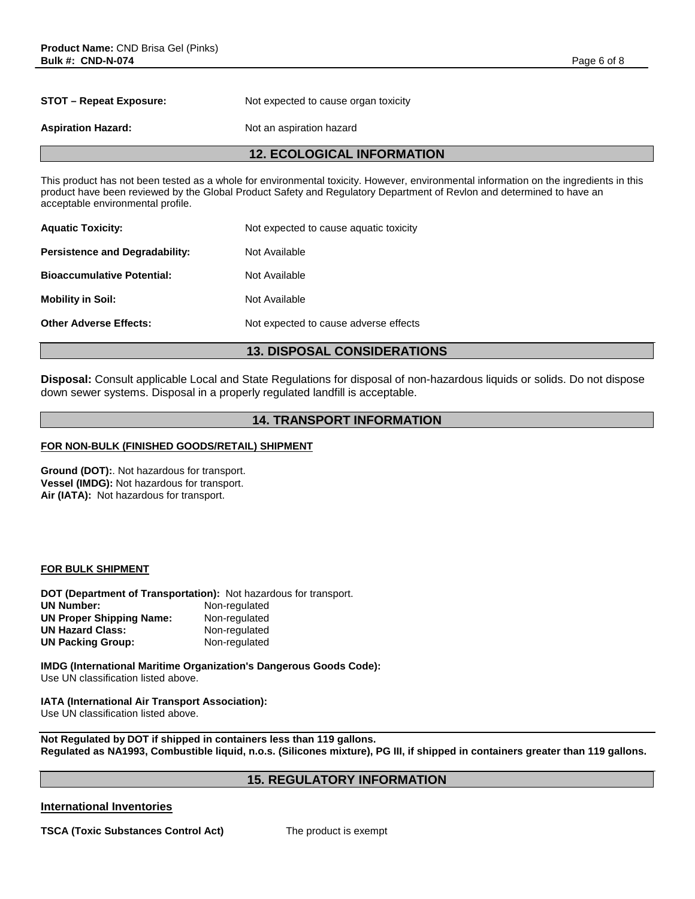**STOT – Repeat Exposure:** Not expected to cause organ toxicity

**Aspiration Hazard:** Not an aspiration hazard

## 12. ECOLOGICAL INFORMATION

This product has not been tested as a whole for environmental toxicity. However, environmental information on the ingredients in this product have been reviewed by the Global Product Safety and Regulatory Department of Revlon and determined to have an acceptable environmental profile.

**Aquatic Toxicity:** Not expected to cause aquatic toxicity

**Persistence and Degradability:** Not Available

**Bioaccumulative Potential:** Not Available

**Mobility in Soil:** Not Available

**Other Adverse Effects:** Not expected to cause adverse effects

## 13. DISPOSAL CONSIDERATIONS

**Disposal:** Consult applicable Local and State Regulations for disposal of non-hazardous liquids or solids. Do not dispose down sewer systems. Disposal in a properly regulated landfill is acceptable.

## 14. TRANSPORT INFORMATION

**FOR NON-BULK (FINISHED GOODS/RETAIL) SHIPMENT**

**Ground (DOT):**. Not hazardous for transport.
**Vessel (IMDG):** Not hazardous for transport.
**Air (IATA):** Not hazardous for transport.

**FOR BULK SHIPMENT**

**DOT (Department of Transportation):** Not hazardous for transport.
**UN Number:** Non-regulated
**UN Proper Shipping Name:** Non-regulated
**UN Hazard Class:** Non-regulated
**UN Packing Group:** Non-regulated

**IMDG (International Maritime Organization's Dangerous Goods Code):**
Use UN classification listed above.

**IATA (International Air Transport Association):**
Use UN classification listed above.

**Not Regulated by DOT if shipped in containers less than 119 gallons.**
**Regulated as NA1993, Combustible liquid, n.o.s. (Silicones mixture), PG III, if shipped in containers greater than 119 gallons.**

## 15. REGULATORY INFORMATION

**International Inventories**

**TSCA (Toxic Substances Control Act)** The product is exempt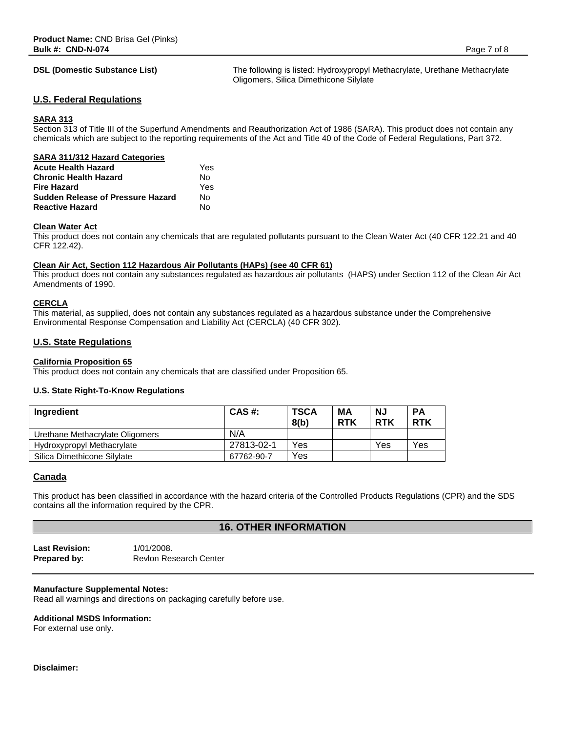**DSL (Domestic Substance List)** The following is listed: Hydroxypropyl Methacrylate, Urethane Methacrylate Oligomers, Silica Dimethicone Silylate

## U.S. Federal Regulations

### SARA 313

Section 313 of Title III of the Superfund Amendments and Reauthorization Act of 1986 (SARA). This product does not contain any chemicals which are subject to the reporting requirements of the Act and Title 40 of the Code of Federal Regulations, Part 372.

### SARA 311/312 Hazard Categories

| | |
|---|---|
| **Acute Health Hazard** | Yes |
| **Chronic Health Hazard** | No |
| **Fire Hazard** | Yes |
| **Sudden Release of Pressure Hazard** | No |
| **Reactive Hazard** | No |

### Clean Water Act

This product does not contain any chemicals that are regulated pollutants pursuant to the Clean Water Act (40 CFR 122.21 and 40 CFR 122.42).

### Clean Air Act, Section 112 Hazardous Air Pollutants (HAPs) (see 40 CFR 61)

This product does not contain any substances regulated as hazardous air pollutants (HAPS) under Section 112 of the Clean Air Act Amendments of 1990.

### CERCLA

This material, as supplied, does not contain any substances regulated as a hazardous substance under the Comprehensive Environmental Response Compensation and Liability Act (CERCLA) (40 CFR 302).

## U.S. State Regulations

### California Proposition 65

This product does not contain any chemicals that are classified under Proposition 65.

### U.S. State Right-To-Know Regulations

| Ingredient | CAS #: | TSCA 8(b) | MA RTK | NJ RTK | PA RTK |
|---|---|---|---|---|---|
| Urethane Methacrylate Oligomers | N/A | | | | |
| Hydroxypropyl Methacrylate | 27813-02-1 | Yes | | Yes | Yes |
| Silica Dimethicone Silylate | 67762-90-7 | Yes | | | |

## Canada

This product has been classified in accordance with the hazard criteria of the Controlled Products Regulations (CPR) and the SDS contains all the information required by the CPR.

## 16. OTHER INFORMATION

**Last Revision:** 1/01/2008.
**Prepared by:** Revlon Research Center

**Manufacture Supplemental Notes:**
Read all warnings and directions on packaging carefully before use.

**Additional MSDS Information:**
For external use only.

**Disclaimer:**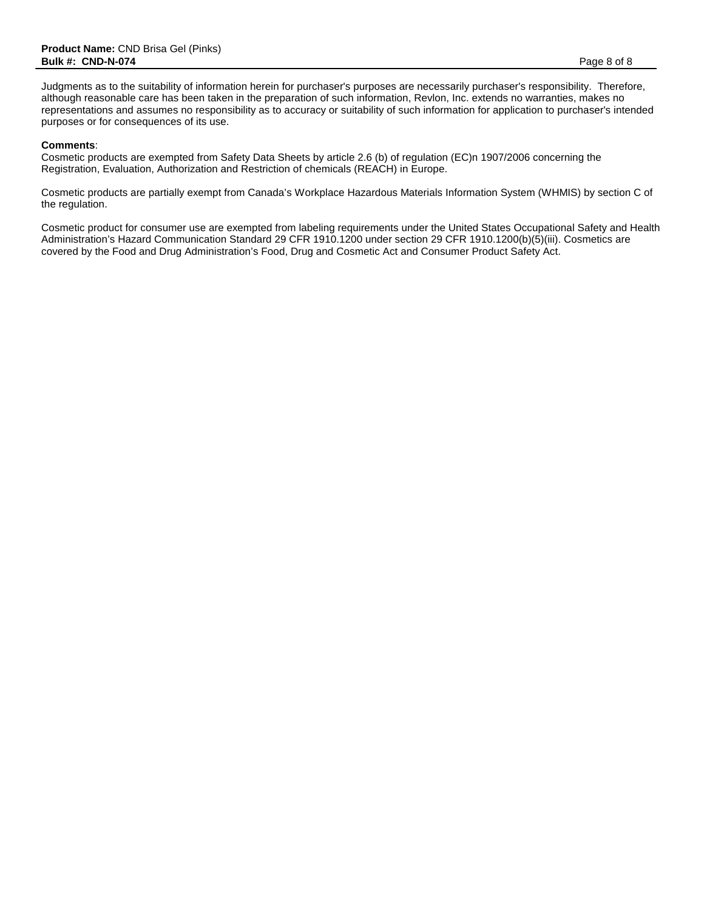Judgments as to the suitability of information herein for purchaser's purposes are necessarily purchaser's responsibility. Therefore, although reasonable care has been taken in the preparation of such information, Revlon, Inc. extends no warranties, makes no representations and assumes no responsibility as to accuracy or suitability of such information for application to purchaser's intended purposes or for consequences of its use.

**Comments**:
Cosmetic products are exempted from Safety Data Sheets by article 2.6 (b) of regulation (EC)n 1907/2006 concerning the Registration, Evaluation, Authorization and Restriction of chemicals (REACH) in Europe.

Cosmetic products are partially exempt from Canada's Workplace Hazardous Materials Information System (WHMIS) by section C of the regulation.

Cosmetic product for consumer use are exempted from labeling requirements under the United States Occupational Safety and Health Administration's Hazard Communication Standard 29 CFR 1910.1200 under section 29 CFR 1910.1200(b)(5)(iii). Cosmetics are covered by the Food and Drug Administration's Food, Drug and Cosmetic Act and Consumer Product Safety Act.